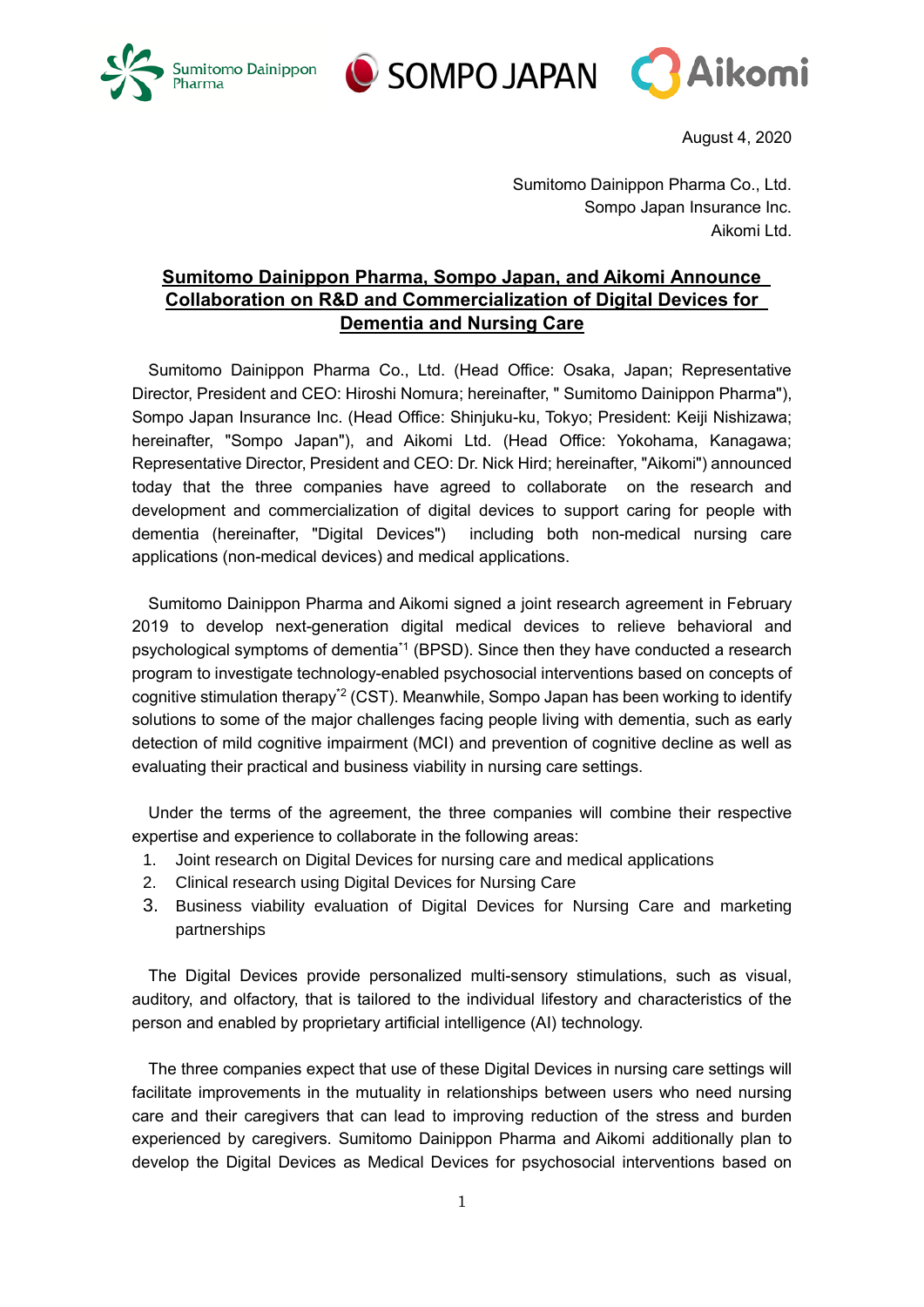August 4, 2020

Sumitomo Dainippon Pharma Co., Ltd.
Sompo Japan Insurance Inc.
Aikomi Ltd.

# Sumitomo Dainippon Pharma, Sompo Japan, and Aikomi Announce Collaboration on R&D and Commercialization of Digital Devices for Dementia and Nursing Care

Sumitomo Dainippon Pharma Co., Ltd. (Head Office: Osaka, Japan; Representative Director, President and CEO: Hiroshi Nomura; hereinafter, " Sumitomo Dainippon Pharma"), Sompo Japan Insurance Inc. (Head Office: Shinjuku-ku, Tokyo; President: Keiji Nishizawa; hereinafter, "Sompo Japan"), and Aikomi Ltd. (Head Office: Yokohama, Kanagawa; Representative Director, President and CEO: Dr. Nick Hird; hereinafter, "Aikomi") announced today that the three companies have agreed to collaborate on the research and development and commercialization of digital devices to support caring for people with dementia (hereinafter, "Digital Devices") including both non-medical nursing care applications (non-medical devices) and medical applications.

Sumitomo Dainippon Pharma and Aikomi signed a joint research agreement in February 2019 to develop next-generation digital medical devices to relieve behavioral and psychological symptoms of dementia[*1] (BPSD). Since then they have conducted a research program to investigate technology-enabled psychosocial interventions based on concepts of cognitive stimulation therapy[*2] (CST). Meanwhile, Sompo Japan has been working to identify solutions to some of the major challenges facing people living with dementia, such as early detection of mild cognitive impairment (MCI) and prevention of cognitive decline as well as evaluating their practical and business viability in nursing care settings.

Under the terms of the agreement, the three companies will combine their respective expertise and experience to collaborate in the following areas:

1. Joint research on Digital Devices for nursing care and medical applications
2. Clinical research using Digital Devices for Nursing Care
3. Business viability evaluation of Digital Devices for Nursing Care and marketing partnerships

The Digital Devices provide personalized multi-sensory stimulations, such as visual, auditory, and olfactory, that is tailored to the individual lifestory and characteristics of the person and enabled by proprietary artificial intelligence (AI) technology.

The three companies expect that use of these Digital Devices in nursing care settings will facilitate improvements in the mutuality in relationships between users who need nursing care and their caregivers that can lead to improving reduction of the stress and burden experienced by caregivers. Sumitomo Dainippon Pharma and Aikomi additionally plan to develop the Digital Devices as Medical Devices for psychosocial interventions based on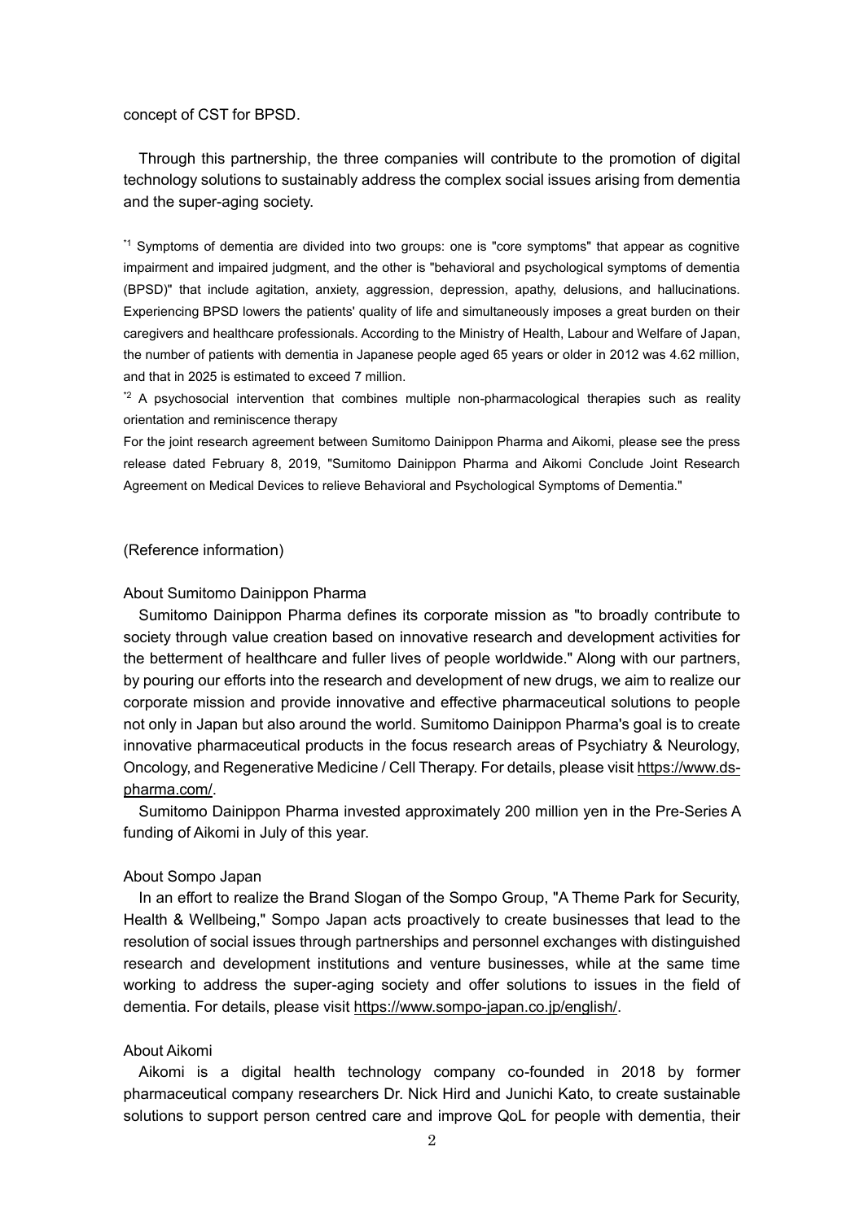concept of CST for BPSD.

Through this partnership, the three companies will contribute to the promotion of digital technology solutions to sustainably address the complex social issues arising from dementia and the super-aging society.

*1 Symptoms of dementia are divided into two groups: one is "core symptoms" that appear as cognitive impairment and impaired judgment, and the other is "behavioral and psychological symptoms of dementia (BPSD)" that include agitation, anxiety, aggression, depression, apathy, delusions, and hallucinations. Experiencing BPSD lowers the patients' quality of life and simultaneously imposes a great burden on their caregivers and healthcare professionals. According to the Ministry of Health, Labour and Welfare of Japan, the number of patients with dementia in Japanese people aged 65 years or older in 2012 was 4.62 million, and that in 2025 is estimated to exceed 7 million.

*2 A psychosocial intervention that combines multiple non-pharmacological therapies such as reality orientation and reminiscence therapy

For the joint research agreement between Sumitomo Dainippon Pharma and Aikomi, please see the press release dated February 8, 2019, "Sumitomo Dainippon Pharma and Aikomi Conclude Joint Research Agreement on Medical Devices to relieve Behavioral and Psychological Symptoms of Dementia."

(Reference information)

About Sumitomo Dainippon Pharma

Sumitomo Dainippon Pharma defines its corporate mission as "to broadly contribute to society through value creation based on innovative research and development activities for the betterment of healthcare and fuller lives of people worldwide." Along with our partners, by pouring our efforts into the research and development of new drugs, we aim to realize our corporate mission and provide innovative and effective pharmaceutical solutions to people not only in Japan but also around the world. Sumitomo Dainippon Pharma's goal is to create innovative pharmaceutical products in the focus research areas of Psychiatry & Neurology, Oncology, and Regenerative Medicine / Cell Therapy. For details, please visit https://www.ds-pharma.com/.

Sumitomo Dainippon Pharma invested approximately 200 million yen in the Pre-Series A funding of Aikomi in July of this year.

About Sompo Japan

In an effort to realize the Brand Slogan of the Sompo Group, "A Theme Park for Security, Health & Wellbeing," Sompo Japan acts proactively to create businesses that lead to the resolution of social issues through partnerships and personnel exchanges with distinguished research and development institutions and venture businesses, while at the same time working to address the super-aging society and offer solutions to issues in the field of dementia. For details, please visit https://www.sompo-japan.co.jp/english/.

About Aikomi

Aikomi is a digital health technology company co-founded in 2018 by former pharmaceutical company researchers Dr. Nick Hird and Junichi Kato, to create sustainable solutions to support person centred care and improve QoL for people with dementia, their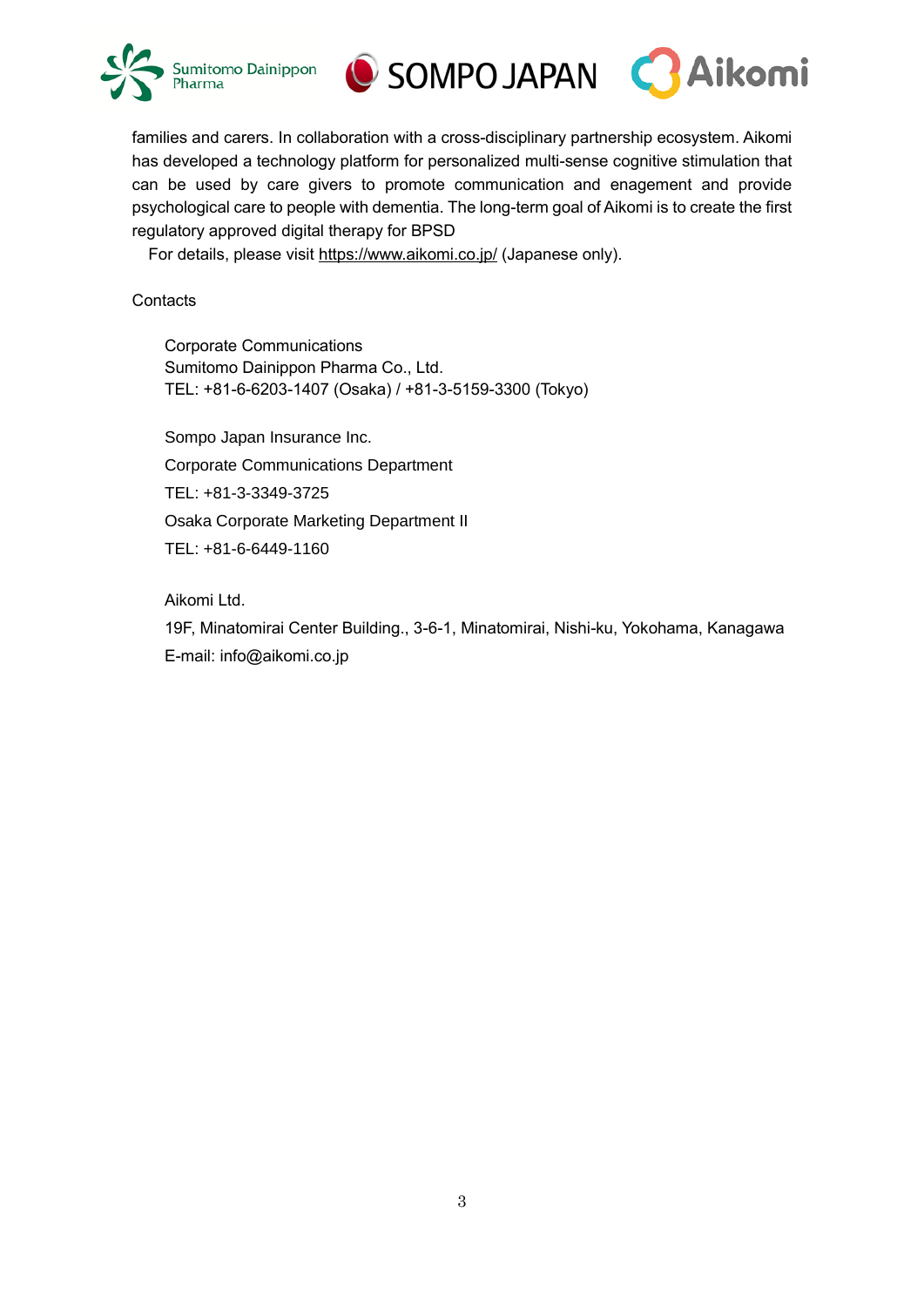families and carers. In collaboration with a cross-disciplinary partnership ecosystem. Aikomi has developed a technology platform for personalized multi-sense cognitive stimulation that can be used by care givers to promote communication and engagement and provide psychological care to people with dementia. The long-term goal of Aikomi is to create the first regulatory approved digital therapy for BPSD

For details, please visit https://www.aikomi.co.jp/ (Japanese only).

Contacts

Corporate Communications
Sumitomo Dainippon Pharma Co., Ltd.
TEL: +81-6-6203-1407 (Osaka) / +81-3-5159-3300 (Tokyo)

Sompo Japan Insurance Inc.
Corporate Communications Department
TEL: +81-3-3349-3725
Osaka Corporate Marketing Department II
TEL: +81-6-6449-1160

Aikomi Ltd.
19F, Minatomirai Center Building., 3-6-1, Minatomirai, Nishi-ku, Yokohama, Kanagawa
E-mail: info@aikomi.co.jp